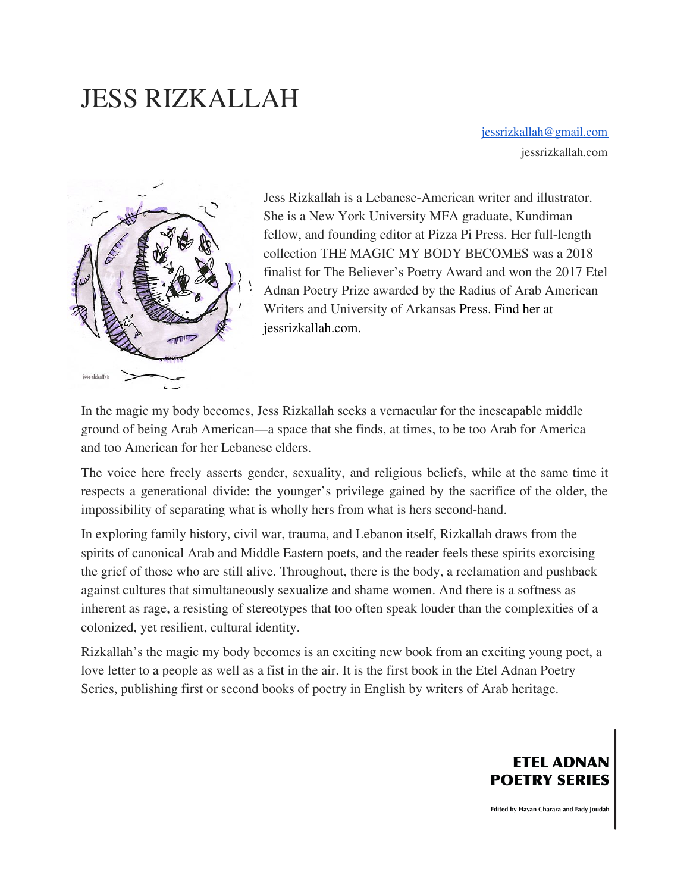# JESS RIZKALLAH

jessrizkallah@gmail.com
jessrizkallah.com

Jess Rizkallah is a Lebanese-American writer and illustrator. She is a New York University MFA graduate, Kundiman fellow, and founding editor at Pizza Pi Press. Her full-length collection THE MAGIC MY BODY BECOMES was a 2018 finalist for The Believer's Poetry Award and won the 2017 Etel Adnan Poetry Prize awarded by the Radius of Arab American Writers and University of Arkansas Press. Find her at jessrizkallah.com.

In the magic my body becomes, Jess Rizkallah seeks a vernacular for the inescapable middle ground of being Arab American—a space that she finds, at times, to be too Arab for America and too American for her Lebanese elders.

The voice here freely asserts gender, sexuality, and religious beliefs, while at the same time it respects a generational divide: the younger's privilege gained by the sacrifice of the older, the impossibility of separating what is wholly hers from what is hers second-hand.

In exploring family history, civil war, trauma, and Lebanon itself, Rizkallah draws from the spirits of canonical Arab and Middle Eastern poets, and the reader feels these spirits exorcising the grief of those who are still alive. Throughout, there is the body, a reclamation and pushback against cultures that simultaneously sexualize and shame women. And there is a softness as inherent as rage, a resisting of stereotypes that too often speak louder than the complexities of a colonized, yet resilient, cultural identity.

Rizkallah's the magic my body becomes is an exciting new book from an exciting young poet, a love letter to a people as well as a fist in the air. It is the first book in the Etel Adnan Poetry Series, publishing first or second books of poetry in English by writers of Arab heritage.

**ETEL ADNAN POETRY SERIES**

Edited by Hayan Charara and Fady Joudah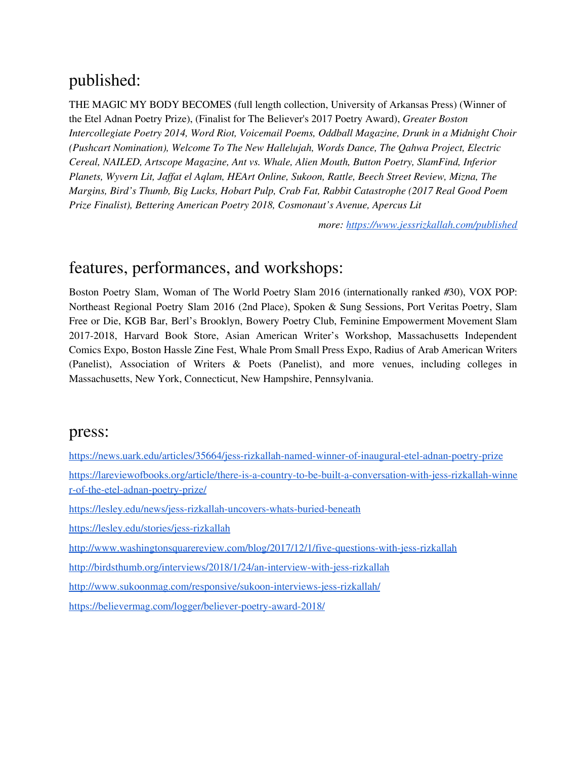## published:

THE MAGIC MY BODY BECOMES (full length collection, University of Arkansas Press) (Winner of the Etel Adnan Poetry Prize), (Finalist for The Believer's 2017 Poetry Award), *Greater Boston Intercollegiate Poetry 2014, Word Riot, Voicemail Poems, Oddball Magazine, Drunk in a Midnight Choir (Pushcart Nomination), Welcome To The New Hallelujah, Words Dance, The Qahwa Project, Electric Cereal, NAILED, Artscope Magazine, Ant vs. Whale, Alien Mouth, Button Poetry, SlamFind, Inferior Planets, Wyvern Lit, Jaffat el Aqlam, HEArt Online, Sukoon, Rattle, Beech Street Review, Mizna, The Margins, Bird's Thumb, Big Lucks, Hobart Pulp, Crab Fat, Rabbit Catastrophe (2017 Real Good Poem Prize Finalist), Bettering American Poetry 2018, Cosmonaut's Avenue, Apercus Lit*

*more: [https://www.jessrizkallah.com/published](https://www.jessrizkallah.com/published)*

## features, performances, and workshops:

Boston Poetry Slam, Woman of The World Poetry Slam 2016 (internationally ranked #30), VOX POP: Northeast Regional Poetry Slam 2016 (2nd Place), Spoken & Sung Sessions, Port Veritas Poetry, Slam Free or Die, KGB Bar, Berl's Brooklyn, Bowery Poetry Club, Feminine Empowerment Movement Slam 2017-2018, Harvard Book Store, Asian American Writer's Workshop, Massachusetts Independent Comics Expo, Boston Hassle Zine Fest, Whale Prom Small Press Expo, Radius of Arab American Writers (Panelist), Association of Writers & Poets (Panelist), and more venues, including colleges in Massachusetts, New York, Connecticut, New Hampshire, Pennsylvania.

## press:

[https://news.uark.edu/articles/35664/jess-rizkallah-named-winner-of-inaugural-etel-adnan-poetry-prize](https://news.uark.edu/articles/35664/jess-rizkallah-named-winner-of-inaugural-etel-adnan-poetry-prize)

[https://lareviewofbooks.org/article/there-is-a-country-to-be-built-a-conversation-with-jess-rizkallah-winner-of-the-etel-adnan-poetry-prize/](https://lareviewofbooks.org/article/there-is-a-country-to-be-built-a-conversation-with-jess-rizkallah-winner-of-the-etel-adnan-poetry-prize/)

[https://lesley.edu/news/jess-rizkallah-uncovers-whats-buried-beneath](https://lesley.edu/news/jess-rizkallah-uncovers-whats-buried-beneath)

[https://lesley.edu/stories/jess-rizkallah](https://lesley.edu/stories/jess-rizkallah)

[http://www.washingtonsquarereview.com/blog/2017/12/1/five-questions-with-jess-rizkallah](http://www.washingtonsquarereview.com/blog/2017/12/1/five-questions-with-jess-rizkallah)

[http://birdsthumb.org/interviews/2018/1/24/an-interview-with-jess-rizkallah](http://birdsthumb.org/interviews/2018/1/24/an-interview-with-jess-rizkallah)

[http://www.sukoonmag.com/responsive/sukoon-interviews-jess-rizkallah/](http://www.sukoonmag.com/responsive/sukoon-interviews-jess-rizkallah/)

[https://believermag.com/logger/believer-poetry-award-2018/](https://believermag.com/logger/believer-poetry-award-2018/)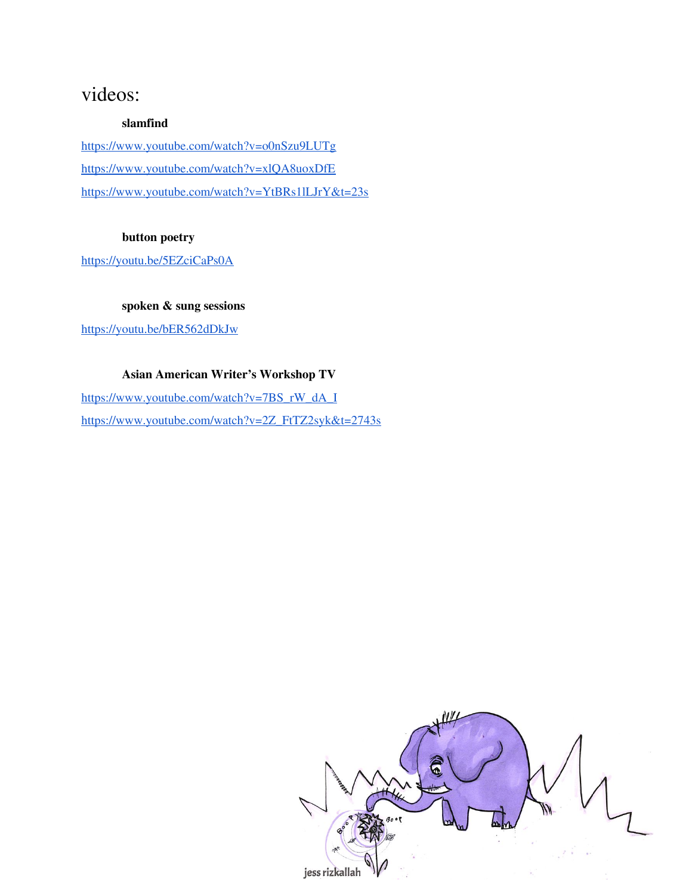# videos:

**slamfind**

https://www.youtube.com/watch?v=o0nSzu9LUTg

https://www.youtube.com/watch?v=xlQA8uoxDfE

https://www.youtube.com/watch?v=YtBRs1lLJrY&t=23s

**button poetry**

https://youtu.be/5EZciCaPs0A

**spoken & sung sessions**

https://youtu.be/bER562dDkJw

**Asian American Writer's Workshop TV**

https://www.youtube.com/watch?v=7BS_rW_dA_I

https://www.youtube.com/watch?v=2Z_FtTZ2syk&t=2743s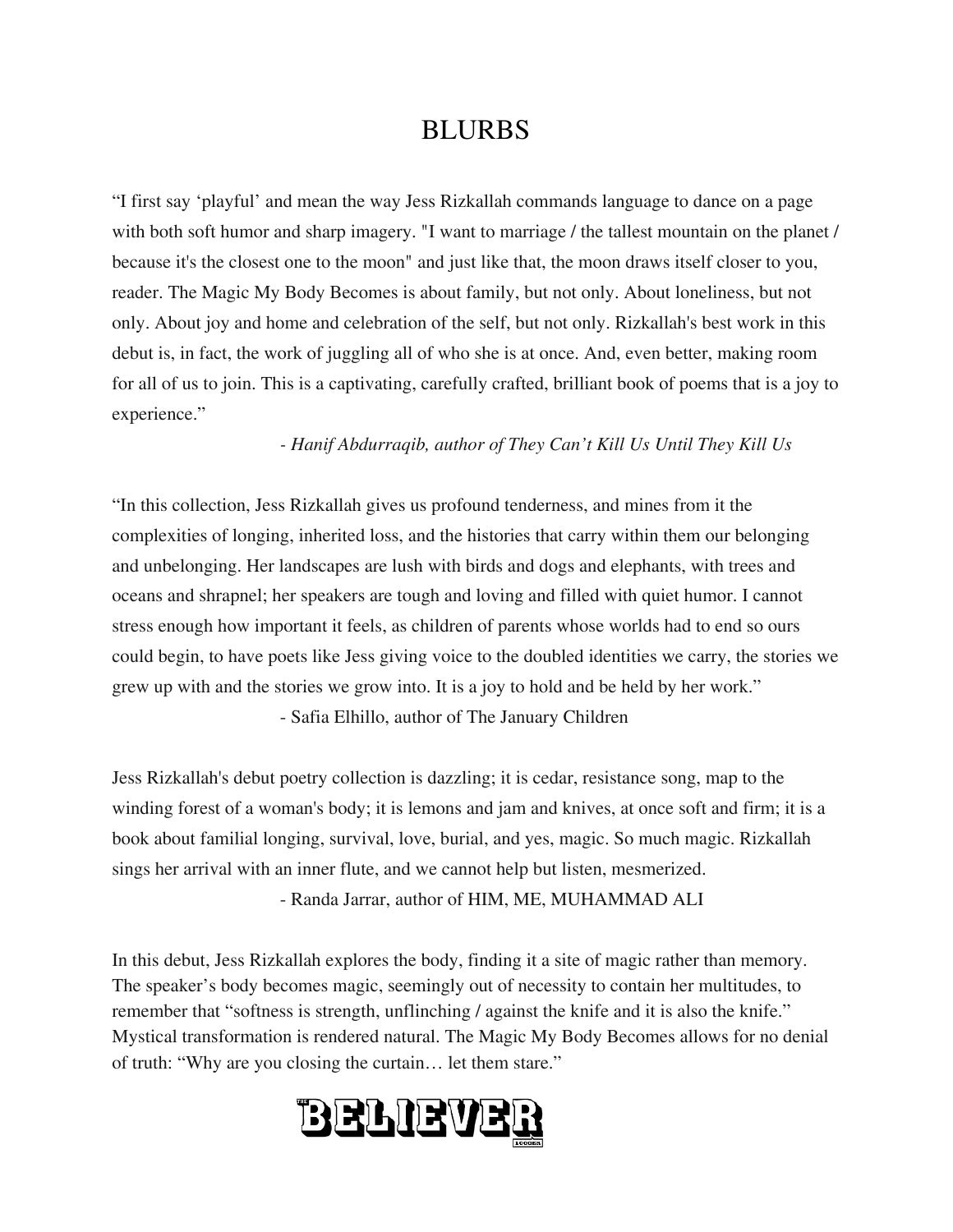# BLURBS

"I first say 'playful' and mean the way Jess Rizkallah commands language to dance on a page with both soft humor and sharp imagery. "I want to marriage / the tallest mountain on the planet / because it's the closest one to the moon" and just like that, the moon draws itself closer to you, reader. The Magic My Body Becomes is about family, but not only. About loneliness, but not only. About joy and home and celebration of the self, but not only. Rizkallah's best work in this debut is, in fact, the work of juggling all of who she is at once. And, even better, making room for all of us to join. This is a captivating, carefully crafted, brilliant book of poems that is a joy to experience."

*- Hanif Abdurraqib, author of They Can't Kill Us Until They Kill Us*

"In this collection, Jess Rizkallah gives us profound tenderness, and mines from it the complexities of longing, inherited loss, and the histories that carry within them our belonging and unbelonging. Her landscapes are lush with birds and dogs and elephants, with trees and oceans and shrapnel; her speakers are tough and loving and filled with quiet humor. I cannot stress enough how important it feels, as children of parents whose worlds had to end so ours could begin, to have poets like Jess giving voice to the doubled identities we carry, the stories we grew up with and the stories we grow into. It is a joy to hold and be held by her work."

- Safia Elhillo, author of The January Children

Jess Rizkallah's debut poetry collection is dazzling; it is cedar, resistance song, map to the winding forest of a woman's body; it is lemons and jam and knives, at once soft and firm; it is a book about familial longing, survival, love, burial, and yes, magic. So much magic. Rizkallah sings her arrival with an inner flute, and we cannot help but listen, mesmerized.

- Randa Jarrar, author of HIM, ME, MUHAMMAD ALI

In this debut, Jess Rizkallah explores the body, finding it a site of magic rather than memory. The speaker's body becomes magic, seemingly out of necessity to contain her multitudes, to remember that "softness is strength, unflinching / against the knife and it is also the knife." Mystical transformation is rendered natural. The Magic My Body Becomes allows for no denial of truth: "Why are you closing the curtain… let them stare."

THE BELIEVER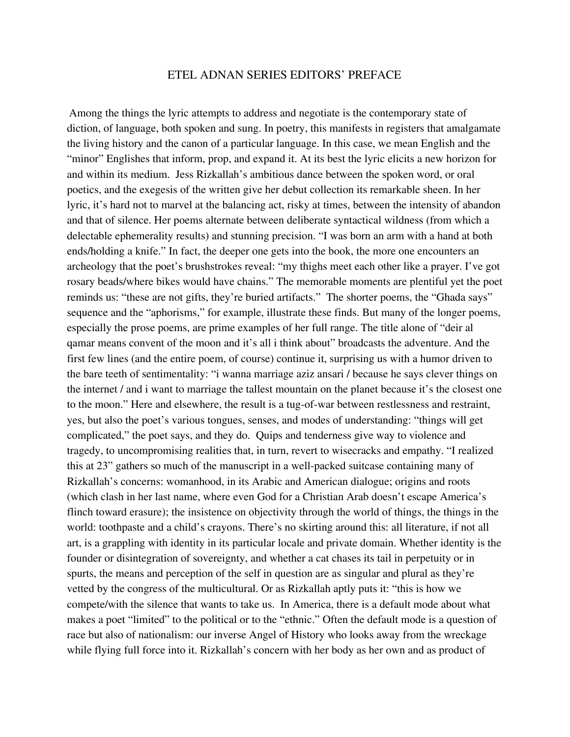# ETEL ADNAN SERIES EDITORS' PREFACE

Among the things the lyric attempts to address and negotiate is the contemporary state of diction, of language, both spoken and sung. In poetry, this manifests in registers that amalgamate the living history and the canon of a particular language. In this case, we mean English and the "minor" Englishes that inform, prop, and expand it. At its best the lyric elicits a new horizon for and within its medium. Jess Rizkallah's ambitious dance between the spoken word, or oral poetics, and the exegesis of the written give her debut collection its remarkable sheen. In her lyric, it's hard not to marvel at the balancing act, risky at times, between the intensity of abandon and that of silence. Her poems alternate between deliberate syntactical wildness (from which a delectable ephemerality results) and stunning precision. "I was born an arm with a hand at both ends/holding a knife." In fact, the deeper one gets into the book, the more one encounters an archeology that the poet's brushstrokes reveal: "my thighs meet each other like a prayer. I've got rosary beads/where bikes would have chains." The memorable moments are plentiful yet the poet reminds us: "these are not gifts, they're buried artifacts." The shorter poems, the "Ghada says" sequence and the "aphorisms," for example, illustrate these finds. But many of the longer poems, especially the prose poems, are prime examples of her full range. The title alone of "deir al qamar means convent of the moon and it's all i think about" broadcasts the adventure. And the first few lines (and the entire poem, of course) continue it, surprising us with a humor driven to the bare teeth of sentimentality: "i wanna marriage aziz ansari / because he says clever things on the internet / and i want to marriage the tallest mountain on the planet because it's the closest one to the moon." Here and elsewhere, the result is a tug-of-war between restlessness and restraint, yes, but also the poet's various tongues, senses, and modes of understanding: "things will get complicated," the poet says, and they do. Quips and tenderness give way to violence and tragedy, to uncompromising realities that, in turn, revert to wisecracks and empathy. "I realized this at 23" gathers so much of the manuscript in a well-packed suitcase containing many of Rizkallah's concerns: womanhood, in its Arabic and American dialogue; origins and roots (which clash in her last name, where even God for a Christian Arab doesn't escape America's flinch toward erasure); the insistence on objectivity through the world of things, the things in the world: toothpaste and a child's crayons. There's no skirting around this: all literature, if not all art, is a grappling with identity in its particular locale and private domain. Whether identity is the founder or disintegration of sovereignty, and whether a cat chases its tail in perpetuity or in spurts, the means and perception of the self in question are as singular and plural as they're vetted by the congress of the multicultural. Or as Rizkallah aptly puts it: "this is how we compete/with the silence that wants to take us. In America, there is a default mode about what makes a poet "limited" to the political or to the "ethnic." Often the default mode is a question of race but also of nationalism: our inverse Angel of History who looks away from the wreckage while flying full force into it. Rizkallah's concern with her body as her own and as product of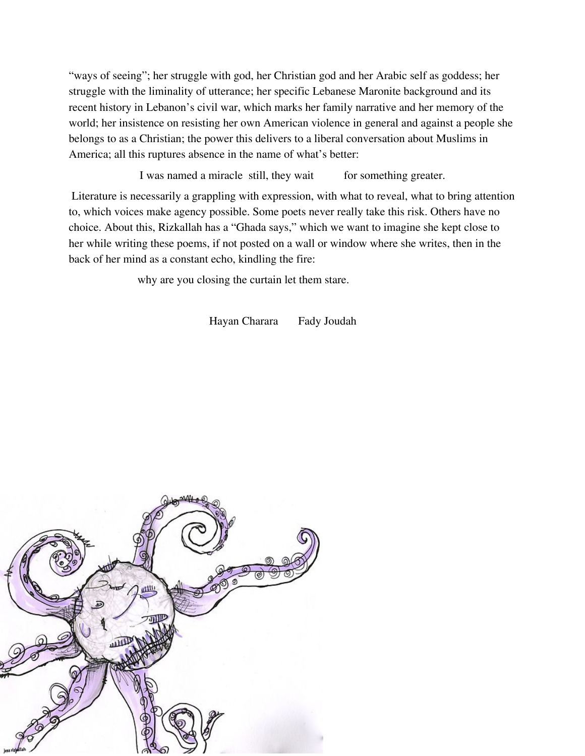“ways of seeing”; her struggle with god, her Christian god and her Arabic self as goddess; her struggle with the liminality of utterance; her specific Lebanese Maronite background and its recent history in Lebanon’s civil war, which marks her family narrative and her memory of the world; her insistence on resisting her own American violence in general and against a people she belongs to as a Christian; the power this delivers to a liberal conversation about Muslims in America; all this ruptures absence in the name of what’s better:

> I was named a miracle  still, they wait    for something greater.

Literature is necessarily a grappling with expression, with what to reveal, what to bring attention to, which voices make agency possible. Some poets never really take this risk. Others have no choice. About this, Rizkallah has a “Ghada says,” which we want to imagine she kept close to her while writing these poems, if not posted on a wall or window where she writes, then in the back of her mind as a constant echo, kindling the fire:

> why are you closing the curtain let them stare.

Hayan Charara    Fady Joudah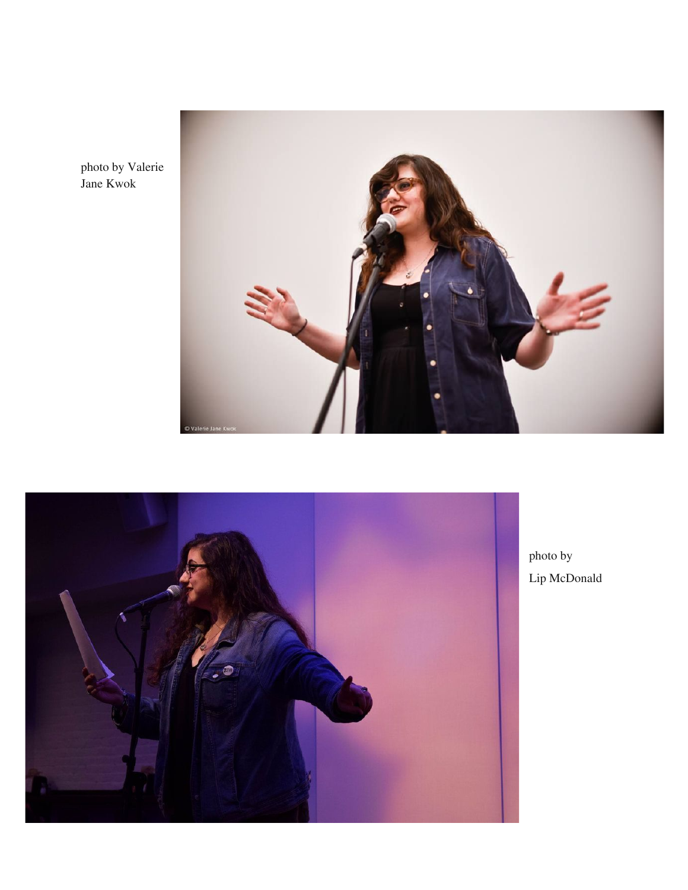photo by Valerie Jane Kwok

photo by Lip McDonald